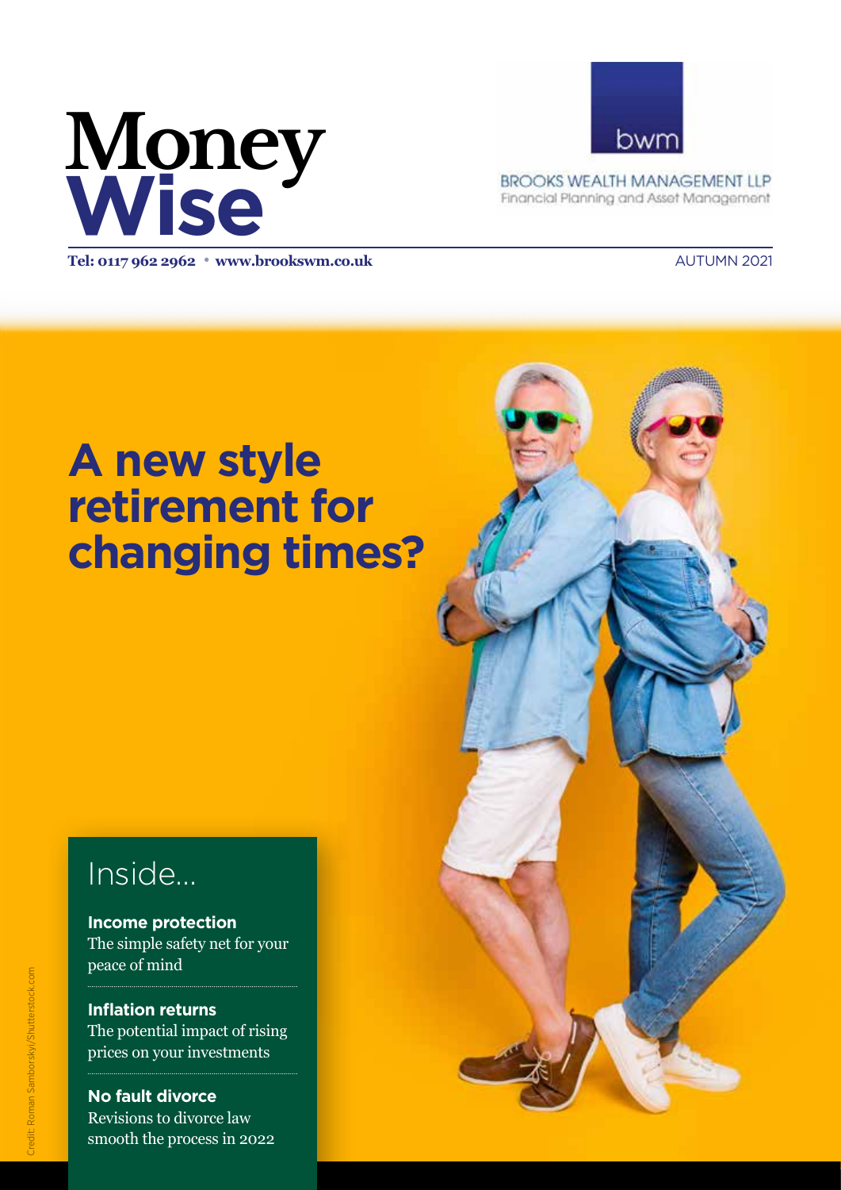# Money Wise

**Tel: 0117 962 2962 • www.brookswm.co.uk**

bwm

BROOKS WEALTH MANAGEMENT LLP
Financial Planning and Asset Management

AUTUMN 2021

## A new style retirement for changing times?

## Inside...

**Income protection**
The simple safety net for your peace of mind

**Inflation returns**
The potential impact of rising prices on your investments

**No fault divorce**
Revisions to divorce law smooth the process in 2022

Credit: Roman Samborskyi/Shutterstock.com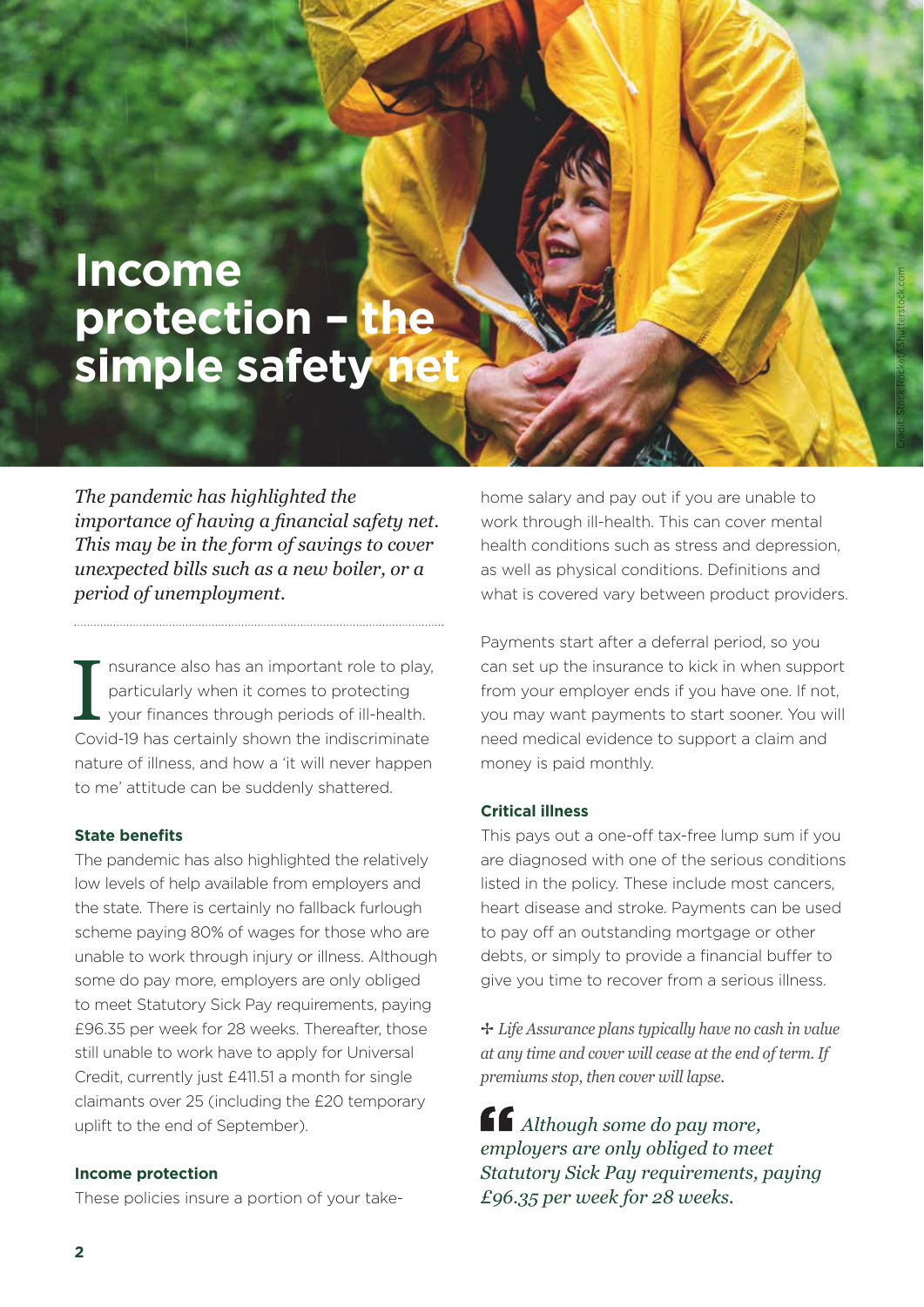# Income protection – the simple safety net

*The pandemic has highlighted the importance of having a financial safety net. This may be in the form of savings to cover unexpected bills such as a new boiler, or a period of unemployment.*

Insurance also has an important role to play, particularly when it comes to protecting your finances through periods of ill-health. Covid-19 has certainly shown the indiscriminate nature of illness, and how a 'it will never happen to me' attitude can be suddenly shattered.

### State benefits

The pandemic has also highlighted the relatively low levels of help available from employers and the state. There is certainly no fallback furlough scheme paying 80% of wages for those who are unable to work through injury or illness. Although some do pay more, employers are only obliged to meet Statutory Sick Pay requirements, paying £96.35 per week for 28 weeks. Thereafter, those still unable to work have to apply for Universal Credit, currently just £411.51 a month for single claimants over 25 (including the £20 temporary uplift to the end of September).

### Income protection

These policies insure a portion of your take-home salary and pay out if you are unable to work through ill-health. This can cover mental health conditions such as stress and depression, as well as physical conditions. Definitions and what is covered vary between product providers.

Payments start after a deferral period, so you can set up the insurance to kick in when support from your employer ends if you have one. If not, you may want payments to start sooner. You will need medical evidence to support a claim and money is paid monthly.

### Critical illness

This pays out a one-off tax-free lump sum if you are diagnosed with one of the serious conditions listed in the policy. These include most cancers, heart disease and stroke. Payments can be used to pay off an outstanding mortgage or other debts, or simply to provide a financial buffer to give you time to recover from a serious illness.

✢ *Life Assurance plans typically have no cash in value at any time and cover will cease at the end of term. If premiums stop, then cover will lapse.*

> *Although some do pay more, employers are only obliged to meet Statutory Sick Pay requirements, paying £96.35 per week for 28 weeks.*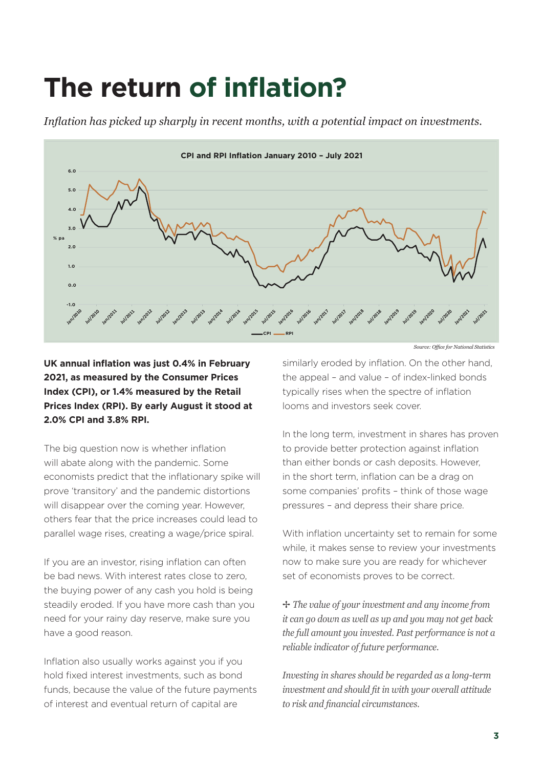# The return of inflation?

*Inflation has picked up sharply in recent months, with a potential impact on investments.*

CPI and RPI Inflation January 2010 – July 2021

*Source: Office for National Statistics*

**UK annual inflation was just 0.4% in February 2021, as measured by the Consumer Prices Index (CPI), or 1.4% measured by the Retail Prices Index (RPI). By early August it stood at 2.0% CPI and 3.8% RPI.**

The big question now is whether inflation will abate along with the pandemic. Some economists predict that the inflationary spike will prove 'transitory' and the pandemic distortions will disappear over the coming year. However, others fear that the price increases could lead to parallel wage rises, creating a wage/price spiral.

If you are an investor, rising inflation can often be bad news. With interest rates close to zero, the buying power of any cash you hold is being steadily eroded. If you have more cash than you need for your rainy day reserve, make sure you have a good reason.

Inflation also usually works against you if you hold fixed interest investments, such as bond funds, because the value of the future payments of interest and eventual return of capital are similarly eroded by inflation. On the other hand, the appeal – and value – of index-linked bonds typically rises when the spectre of inflation looms and investors seek cover.

In the long term, investment in shares has proven to provide better protection against inflation than either bonds or cash deposits. However, in the short term, inflation can be a drag on some companies' profits – think of those wage pressures – and depress their share price.

With inflation uncertainty set to remain for some while, it makes sense to review your investments now to make sure you are ready for whichever set of economists proves to be correct.

✢ *The value of your investment and any income from it can go down as well as up and you may not get back the full amount you invested. Past performance is not a reliable indicator of future performance.*

*Investing in shares should be regarded as a long-term investment and should fit in with your overall attitude to risk and financial circumstances.*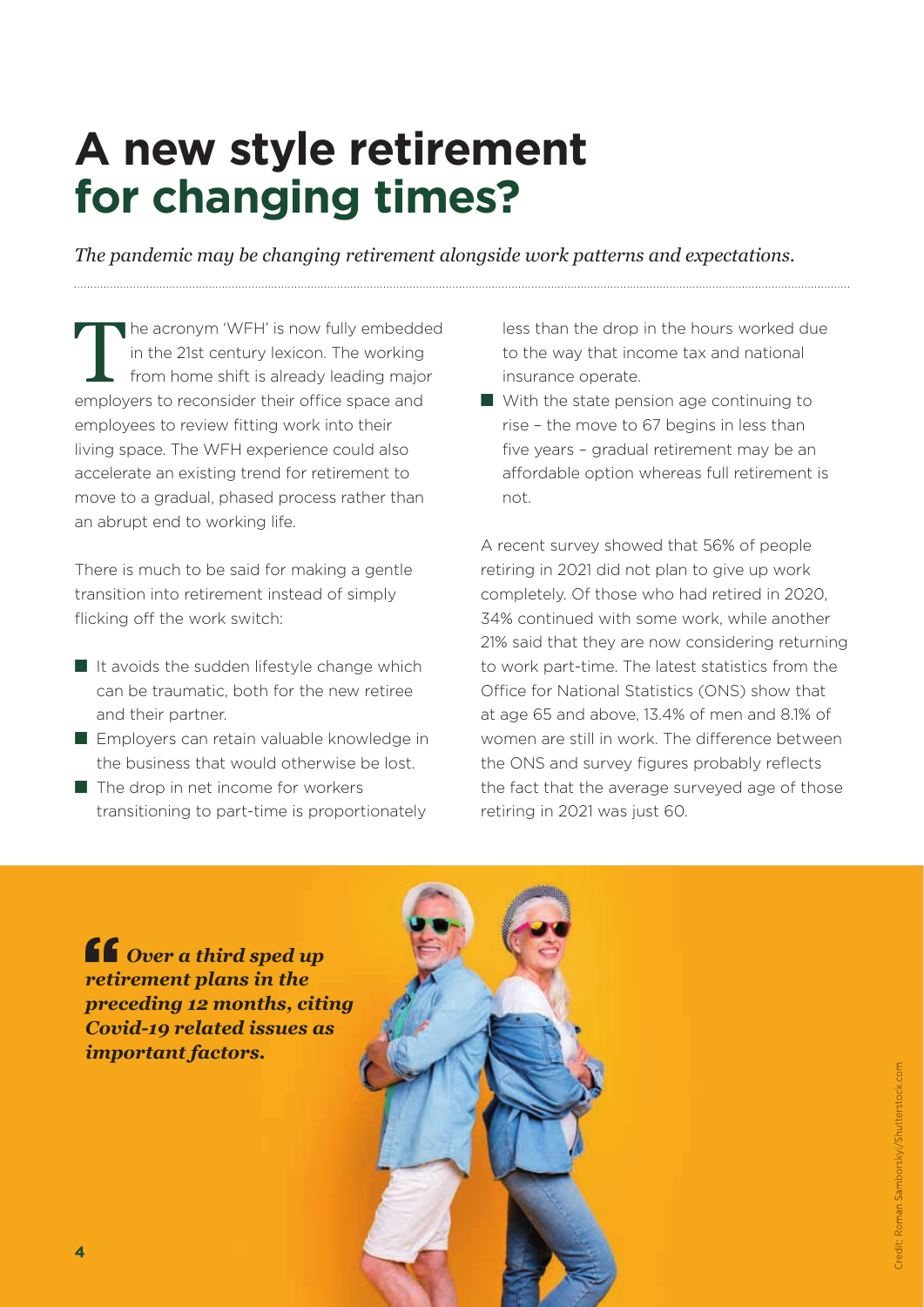# A new style retirement for changing times?

*The pandemic may be changing retirement alongside work patterns and expectations.*

The acronym 'WFH' is now fully embedded in the 21st century lexicon. The working from home shift is already leading major employers to reconsider their office space and employees to review fitting work into their living space. The WFH experience could also accelerate an existing trend for retirement to move to a gradual, phased process rather than an abrupt end to working life.

There is much to be said for making a gentle transition into retirement instead of simply flicking off the work switch:

- It avoids the sudden lifestyle change which can be traumatic, both for the new retiree and their partner.
- Employers can retain valuable knowledge in the business that would otherwise be lost.
- The drop in net income for workers transitioning to part-time is proportionately less than the drop in the hours worked due to the way that income tax and national insurance operate.
- With the state pension age continuing to rise – the move to 67 begins in less than five years – gradual retirement may be an affordable option whereas full retirement is not.

A recent survey showed that 56% of people retiring in 2021 did not plan to give up work completely. Of those who had retired in 2020, 34% continued with some work, while another 21% said that they are now considering returning to work part-time. The latest statistics from the Office for National Statistics (ONS) show that at age 65 and above, 13.4% of men and 8.1% of women are still in work. The difference between the ONS and survey figures probably reflects the fact that the average surveyed age of those retiring in 2021 was just 60.

> ***Over a third sped up retirement plans in the preceding 12 months, citing Covid-19 related issues as important factors.***

Credit: Roman Samborskyi/Shutterstock.com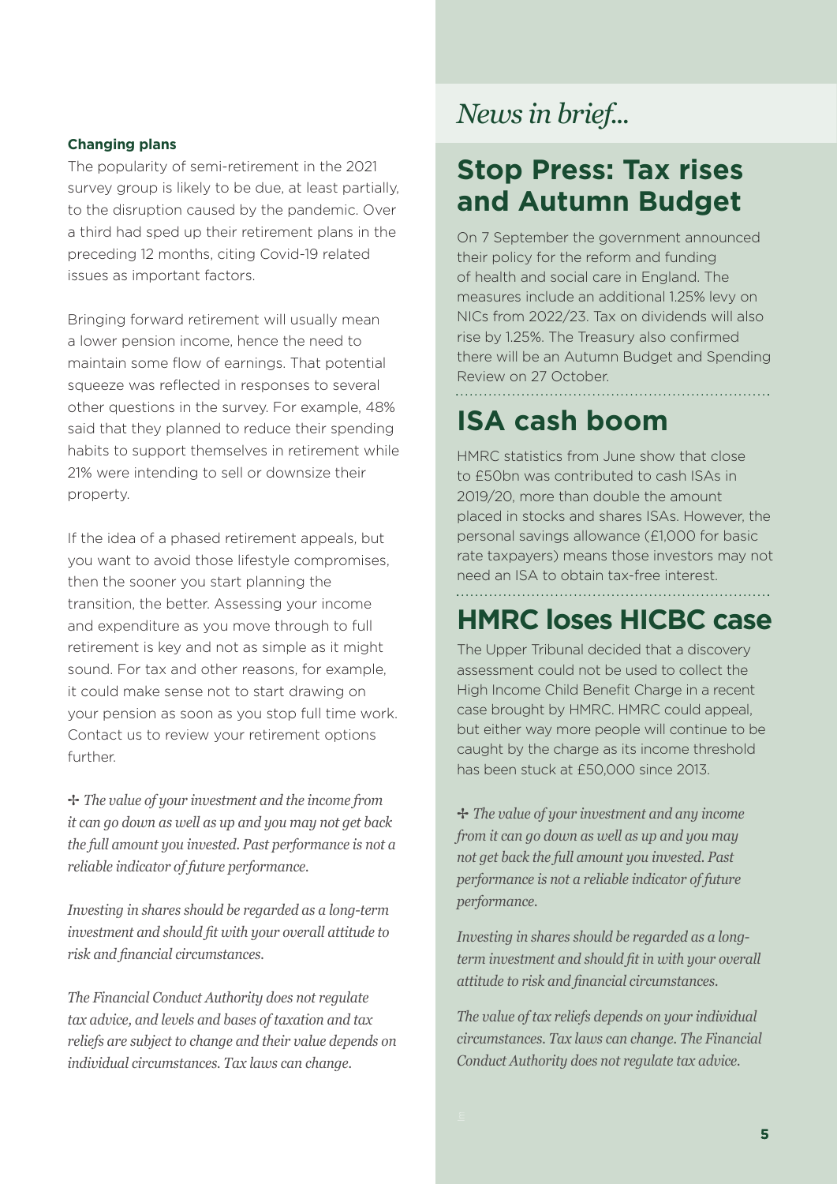### Changing plans

The popularity of semi-retirement in the 2021 survey group is likely to be due, at least partially, to the disruption caused by the pandemic. Over a third had sped up their retirement plans in the preceding 12 months, citing Covid-19 related issues as important factors.

Bringing forward retirement will usually mean a lower pension income, hence the need to maintain some flow of earnings. That potential squeeze was reflected in responses to several other questions in the survey. For example, 48% said that they planned to reduce their spending habits to support themselves in retirement while 21% were intending to sell or downsize their property.

If the idea of a phased retirement appeals, but you want to avoid those lifestyle compromises, then the sooner you start planning the transition, the better. Assessing your income and expenditure as you move through to full retirement is key and not as simple as it might sound. For tax and other reasons, for example, it could make sense not to start drawing on your pension as soon as you stop full time work. Contact us to review your retirement options further.

✢ *The value of your investment and the income from it can go down as well as up and you may not get back the full amount you invested. Past performance is not a reliable indicator of future performance.*

*Investing in shares should be regarded as a long-term investment and should fit with your overall attitude to risk and financial circumstances.*

*The Financial Conduct Authority does not regulate tax advice, and levels and bases of taxation and tax reliefs are subject to change and their value depends on individual circumstances. Tax laws can change.*

# *News in brief...*

## Stop Press: Tax rises and Autumn Budget

On 7 September the government announced their policy for the reform and funding of health and social care in England. The measures include an additional 1.25% levy on NICs from 2022/23. Tax on dividends will also rise by 1.25%. The Treasury also confirmed there will be an Autumn Budget and Spending Review on 27 October.

## ISA cash boom

HMRC statistics from June show that close to £50bn was contributed to cash ISAs in 2019/20, more than double the amount placed in stocks and shares ISAs. However, the personal savings allowance (£1,000 for basic rate taxpayers) means those investors may not need an ISA to obtain tax-free interest.

## HMRC loses HICBC case

The Upper Tribunal decided that a discovery assessment could not be used to collect the High Income Child Benefit Charge in a recent case brought by HMRC. HMRC could appeal, but either way more people will continue to be caught by the charge as its income threshold has been stuck at £50,000 since 2013.

✢ *The value of your investment and any income from it can go down as well as up and you may not get back the full amount you invested. Past performance is not a reliable indicator of future performance.*

*Investing in shares should be regarded as a long-term investment and should fit in with your overall attitude to risk and financial circumstances.*

*The value of tax reliefs depends on your individual circumstances. Tax laws can change. The Financial Conduct Authority does not regulate tax advice.*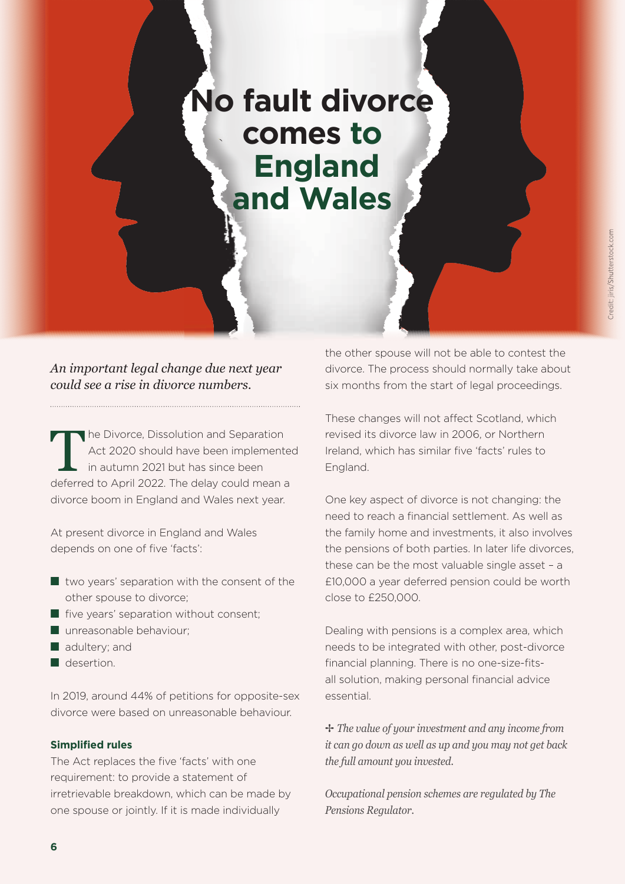# No fault divorce comes to England and Wales

*An important legal change due next year could see a rise in divorce numbers.*

The Divorce, Dissolution and Separation Act 2020 should have been implemented in autumn 2021 but has since been deferred to April 2022. The delay could mean a divorce boom in England and Wales next year.

At present divorce in England and Wales depends on one of five 'facts':

- two years' separation with the consent of the other spouse to divorce;
- five years' separation without consent;
- unreasonable behaviour;
- adultery; and
- desertion.

In 2019, around 44% of petitions for opposite-sex divorce were based on unreasonable behaviour.

**Simplified rules**

The Act replaces the five 'facts' with one requirement: to provide a statement of irretrievable breakdown, which can be made by one spouse or jointly. If it is made individually the other spouse will not be able to contest the divorce. The process should normally take about six months from the start of legal proceedings.

These changes will not affect Scotland, which revised its divorce law in 2006, or Northern Ireland, which has similar five 'facts' rules to England.

One key aspect of divorce is not changing: the need to reach a financial settlement. As well as the family home and investments, it also involves the pensions of both parties. In later life divorces, these can be the most valuable single asset – a £10,000 a year deferred pension could be worth close to £250,000.

Dealing with pensions is a complex area, which needs to be integrated with other, post-divorce financial planning. There is no one-size-fits-all solution, making personal financial advice essential.

✢ *The value of your investment and any income from it can go down as well as up and you may not get back the full amount you invested.*

*Occupational pension schemes are regulated by The Pensions Regulator.*

Credit: jiris/Shutterstock.com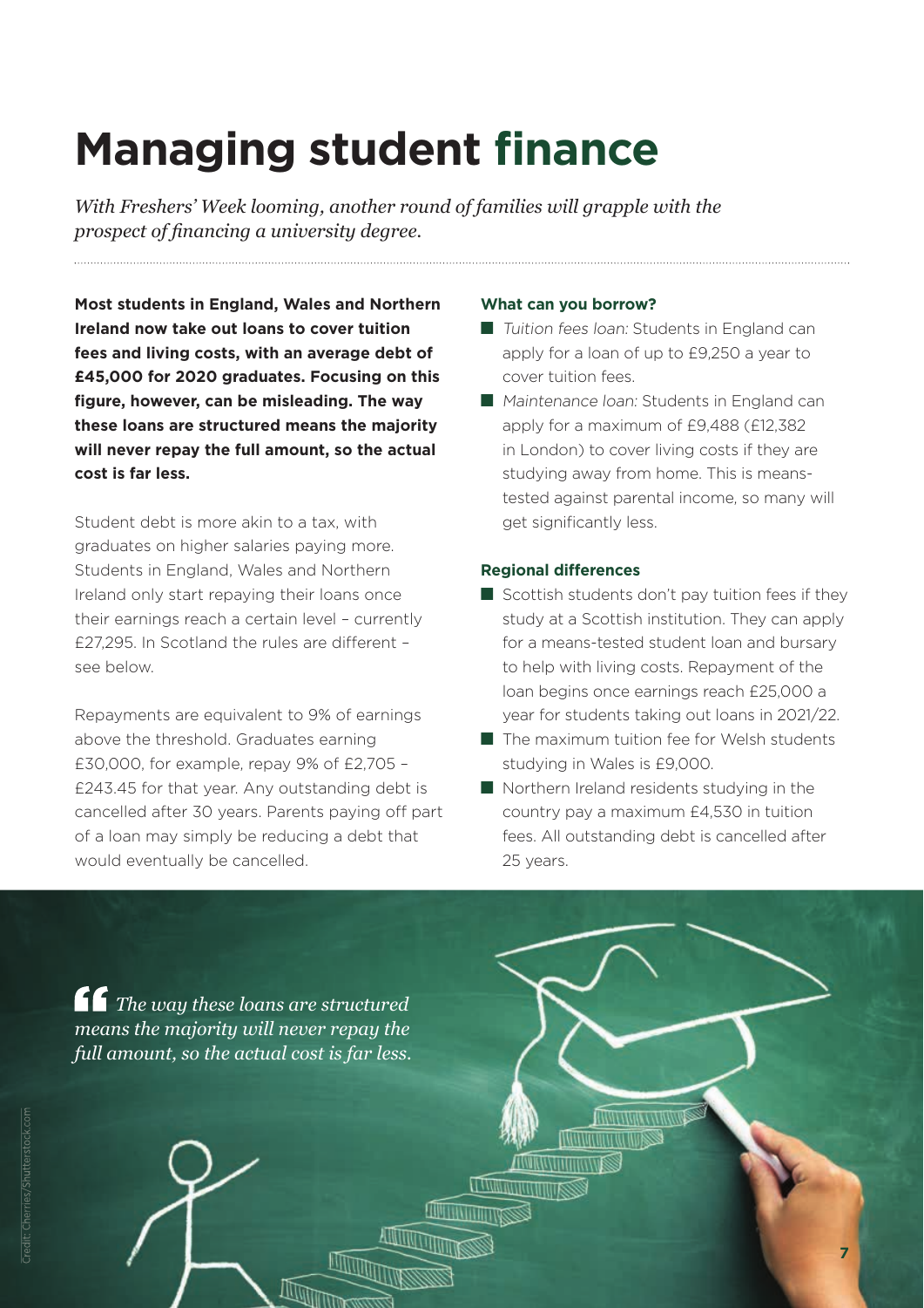# Managing student finance

*With Freshers' Week looming, another round of families will grapple with the prospect of financing a university degree.*

**Most students in England, Wales and Northern Ireland now take out loans to cover tuition fees and living costs, with an average debt of £45,000 for 2020 graduates. Focusing on this figure, however, can be misleading. The way these loans are structured means the majority will never repay the full amount, so the actual cost is far less.**

Student debt is more akin to a tax, with graduates on higher salaries paying more. Students in England, Wales and Northern Ireland only start repaying their loans once their earnings reach a certain level – currently £27,295. In Scotland the rules are different – see below.

Repayments are equivalent to 9% of earnings above the threshold. Graduates earning £30,000, for example, repay 9% of £2,705 – £243.45 for that year. Any outstanding debt is cancelled after 30 years. Parents paying off part of a loan may simply be reducing a debt that would eventually be cancelled.

### What can you borrow?

- *Tuition fees loan:* Students in England can apply for a loan of up to £9,250 a year to cover tuition fees.
- *Maintenance loan:* Students in England can apply for a maximum of £9,488 (£12,382 in London) to cover living costs if they are studying away from home. This is means-tested against parental income, so many will get significantly less.

### Regional differences

- Scottish students don't pay tuition fees if they study at a Scottish institution. They can apply for a means-tested student loan and bursary to help with living costs. Repayment of the loan begins once earnings reach £25,000 a year for students taking out loans in 2021/22.
- The maximum tuition fee for Welsh students studying in Wales is £9,000.
- Northern Ireland residents studying in the country pay a maximum £4,530 in tuition fees. All outstanding debt is cancelled after 25 years.

> *The way these loans are structured means the majority will never repay the full amount, so the actual cost is far less.*

Credit: Cherries/Shutterstock.com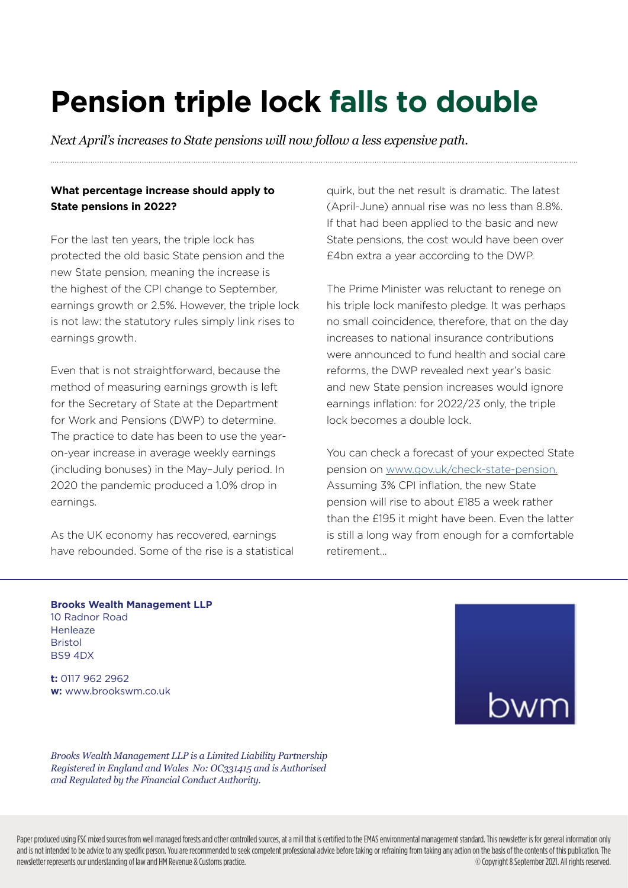# Pension triple lock **falls to double**

*Next April's increases to State pensions will now follow a less expensive path.*

**What percentage increase should apply to State pensions in 2022?**

For the last ten years, the triple lock has protected the old basic State pension and the new State pension, meaning the increase is the highest of the CPI change to September, earnings growth or 2.5%. However, the triple lock is not law: the statutory rules simply link rises to earnings growth.

Even that is not straightforward, because the method of measuring earnings growth is left for the Secretary of State at the Department for Work and Pensions (DWP) to determine. The practice to date has been to use the year-on-year increase in average weekly earnings (including bonuses) in the May–July period. In 2020 the pandemic produced a 1.0% drop in earnings.

As the UK economy has recovered, earnings have rebounded. Some of the rise is a statistical quirk, but the net result is dramatic. The latest (April-June) annual rise was no less than 8.8%. If that had been applied to the basic and new State pensions, the cost would have been over £4bn extra a year according to the DWP.

The Prime Minister was reluctant to renege on his triple lock manifesto pledge. It was perhaps no small coincidence, therefore, that on the day increases to national insurance contributions were announced to fund health and social care reforms, the DWP revealed next year's basic and new State pension increases would ignore earnings inflation: for 2022/23 only, the triple lock becomes a double lock.

You can check a forecast of your expected State pension on www.gov.uk/check-state-pension. Assuming 3% CPI inflation, the new State pension will rise to about £185 a week rather than the £195 it might have been. Even the latter is still a long way from enough for a comfortable retirement...

**Brooks Wealth Management LLP**
10 Radnor Road
Henleaze
Bristol
BS9 4DX

**t:** 0117 962 2962
**w:** www.brookswm.co.uk

bwm

*Brooks Wealth Management LLP is a Limited Liability Partnership Registered in England and Wales No: OC331415 and is Authorised and Regulated by the Financial Conduct Authority.*

Paper produced using FSC mixed sources from well managed forests and other controlled sources, at a mill that is certified to the EMAS environmental management standard. This newsletter is for general information only and is not intended to be advice to any specific person. You are recommended to seek competent professional advice before taking or refraining from taking any action on the basis of the contents of this publication. The newsletter represents our understanding of law and HM Revenue & Customs practice. © Copyright 8 September 2021. All rights reserved.